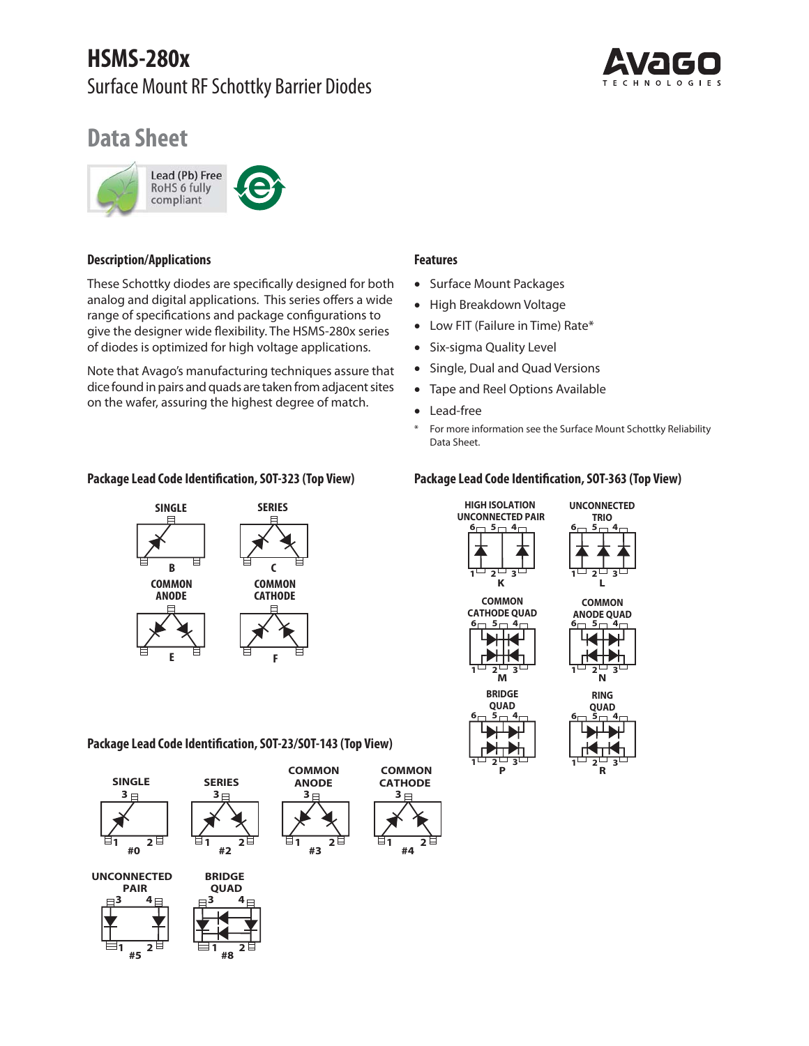# HSMS-280x

## Surface Mount RF Schottky Barrier Diodes

## Data Sheet

Lead (Pb) Free
RoHS 6 fully compliant

### Description/Applications

These Schottky diodes are specifically designed for both analog and digital applications. This series offers a wide range of specifications and package configurations to give the designer wide flexibility. The HSMS-280x series of diodes is optimized for high voltage applications.

Note that Avago's manufacturing techniques assure that dice found in pairs and quads are taken from adjacent sites on the wafer, assuring the highest degree of match.

### Features

- Surface Mount Packages
- High Breakdown Voltage
- Low FIT (Failure in Time) Rate*
- Six-sigma Quality Level
- Single, Dual and Quad Versions
- Tape and Reel Options Available
- Lead-free

\* For more information see the Surface Mount Schottky Reliability Data Sheet.

### Package Lead Code Identification, SOT-323 (Top View)

SINGLE — B

SERIES — C

COMMON ANODE — E

COMMON CATHODE — F

### Package Lead Code Identification, SOT-363 (Top View)

HIGH ISOLATION UNCONNECTED PAIR — K

UNCONNECTED TRIO — L

COMMON CATHODE QUAD — M

COMMON ANODE QUAD — N

BRIDGE QUAD — P

RING QUAD — R

### Package Lead Code Identification, SOT-23/SOT-143 (Top View)

SINGLE — #0

SERIES — #2

COMMON ANODE — #3

COMMON CATHODE — #4

UNCONNECTED PAIR — #5

BRIDGE QUAD — #8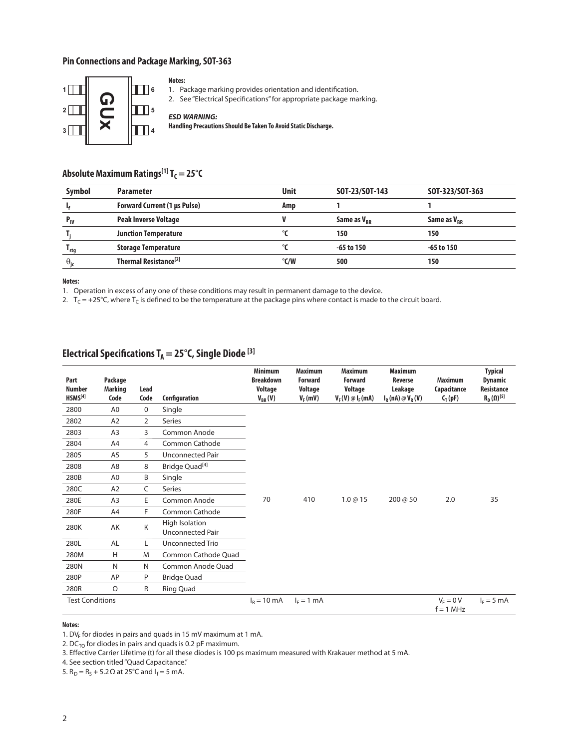## Pin Connections and Package Marking, SOT-363

1 ... 6
2 ... GUx ... 5
3 ... 4

**Notes:**

1. Package marking provides orientation and identification.
2. See "Electrical Specifications" for appropriate package marking.

***ESD WARNING:***
**Handling Precautions Should Be Taken To Avoid Static Discharge.**

## Absolute Maximum Ratings[1] $T_C = 25°C$

| Symbol | Parameter | Unit | SOT-23/SOT-143 | SOT-323/SOT-363 |
|---|---|---|---|---|
| $I_f$ | Forward Current (1 µs Pulse) | Amp | 1 | 1 |
| $P_{IV}$ | Peak Inverse Voltage | V | Same as $V_{BR}$ | Same as $V_{BR}$ |
| $T_j$ | Junction Temperature | °C | 150 | 150 |
| $T_{stg}$ | Storage Temperature | °C | -65 to 150 | -65 to 150 |
| $\theta_{jc}$ | Thermal Resistance[2] | °C/W | 500 | 150 |

**Notes:**

1. Operation in excess of any one of these conditions may result in permanent damage to the device.
2. $T_C$ = +25°C, where $T_C$ is defined to be the temperature at the package pins where contact is made to the circuit board.

## Electrical Specifications $T_A = 25°C$, Single Diode [3]

| Part Number HSMS[4] | Package Marking Code | Lead Code | Configuration | Minimum Breakdown Voltage $V_{BR}$ (V) | Maximum Forward Voltage $V_F$ (mV) | Maximum Forward Voltage $V_F$ (V) @ $I_F$ (mA) | Maximum Reverse Leakage $I_R$ (nA) @ $V_R$ (V) | Maximum Capacitance $C_T$ (pF) | Typical Dynamic Resistance $R_D$ (Ω)[5] |
|---|---|---|---|---|---|---|---|---|---|
| 2800 | A0 | 0 | Single | 70 | 410 | 1.0 @ 15 | 200 @ 50 | 2.0 | 35 |
| 2802 | A2 | 2 | Series | | | | | | |
| 2803 | A3 | 3 | Common Anode | | | | | | |
| 2804 | A4 | 4 | Common Cathode | | | | | | |
| 2805 | A5 | 5 | Unconnected Pair | | | | | | |
| 2808 | A8 | 8 | Bridge Quad[4] | | | | | | |
| 280B | A0 | B | Single | | | | | | |
| 280C | A2 | C | Series | | | | | | |
| 280E | A3 | E | Common Anode | | | | | | |
| 280F | A4 | F | Common Cathode | | | | | | |
| 280K | AK | K | High Isolation Unconnected Pair | | | | | | |
| 280L | AL | L | Unconnected Trio | | | | | | |
| 280M | H | M | Common Cathode Quad | | | | | | |
| 280N | N | N | Common Anode Quad | | | | | | |
| 280P | AP | P | Bridge Quad | | | | | | |
| 280R | O | R | Ring Quad | | | | | | |
| Test Conditions | | | | $I_R$ = 10 mA | $I_F$ = 1 mA | | | $V_F$ = 0 V f = 1 MHz | $I_F$ = 5 mA |

**Notes:**

1. $DV_F$ for diodes in pairs and quads in 15 mV maximum at 1 mA.
2. $DC_{TO}$ for diodes in pairs and quads is 0.2 pF maximum.
3. Effective Carrier Lifetime (t) for all these diodes is 100 ps maximum measured with Krakauer method at 5 mA.
4. See section titled "Quad Capacitance."
5. $R_D = R_S + 5.2\ \Omega$ at 25°C and $I_f$ = 5 mA.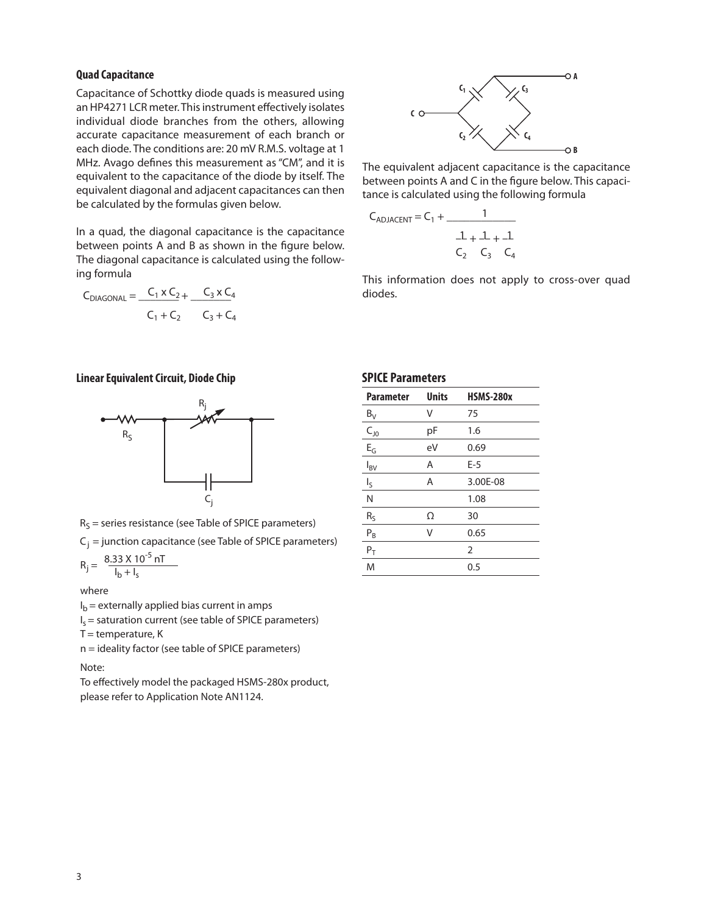### Quad Capacitance

Capacitance of Schottky diode quads is measured using an HP4271 LCR meter. This instrument effectively isolates individual diode branches from the others, allowing accurate capacitance measurement of each branch or each diode. The conditions are: 20 mV R.M.S. voltage at 1 MHz. Avago defines this measurement as "CM", and it is equivalent to the capacitance of the diode by itself. The equivalent diagonal and adjacent capacitances can then be calculated by the formulas given below.

In a quad, the diagonal capacitance is the capacitance between points A and B as shown in the figure below. The diagonal capacitance is calculated using the following formula

$$C_{DIAGONAL} = \frac{C_1 \times C_2}{C_1 + C_2} + \frac{C_3 \times C_4}{C_3 + C_4}$$

The equivalent adjacent capacitance is the capacitance between points A and C in the figure below. This capacitance is calculated using the following formula

$$C_{ADJACENT} = C_1 + \frac{1}{\frac{1}{C_2} + \frac{1}{C_3} + \frac{1}{C_4}}$$

This information does not apply to cross-over quad diodes.

### Linear Equivalent Circuit, Diode Chip

$R_S$ = series resistance (see Table of SPICE parameters)

$C_j$ = junction capacitance (see Table of SPICE parameters)

$$R_j = \frac{8.33 \times 10^{-5}\ nT}{I_b + I_s}$$

where

$I_b$ = externally applied bias current in amps

$I_s$ = saturation current (see table of SPICE parameters)

T = temperature, K

n = ideality factor (see table of SPICE parameters)

Note:

To effectively model the packaged HSMS-280x product, please refer to Application Note AN1124.

### SPICE Parameters

| Parameter | Units | HSMS-280x |
|---|---|---|
| $B_V$ | V | 75 |
| $C_{J0}$ | pF | 1.6 |
| $E_G$ | eV | 0.69 |
| $I_{BV}$ | A | E-5 |
| $I_S$ | A | 3.00E-08 |
| N | | 1.08 |
| $R_S$ | Ω | 30 |
| $P_B$ | V | 0.65 |
| $P_T$ | | 2 |
| M | | 0.5 |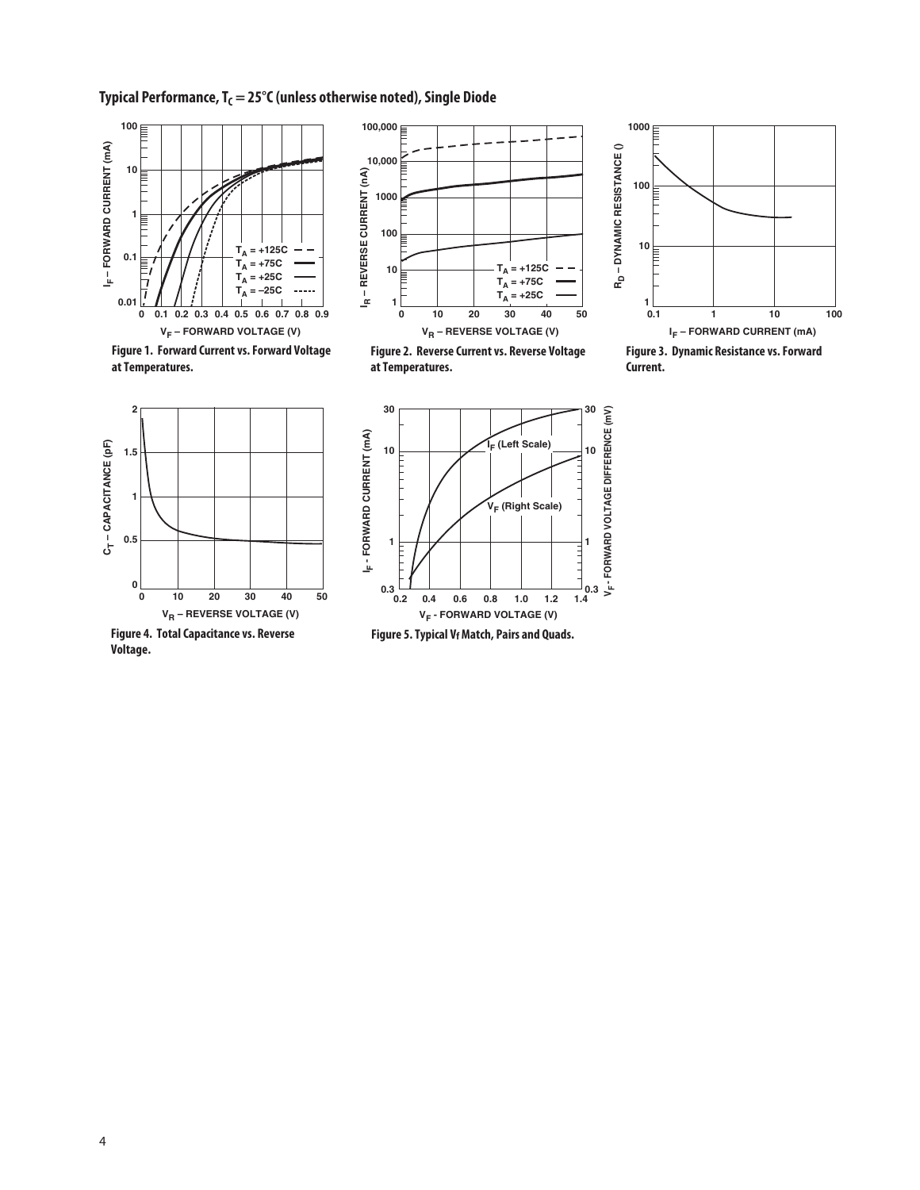## Typical Performance, $T_C = 25°C$ (unless otherwise noted), Single Diode

Figure 1. Forward Current vs. Forward Voltage at Temperatures.

Figure 2. Reverse Current vs. Reverse Voltage at Temperatures.

Figure 3. Dynamic Resistance vs. Forward Current.

Figure 4. Total Capacitance vs. Reverse Voltage.

Figure 5. Typical $V_f$ Match, Pairs and Quads.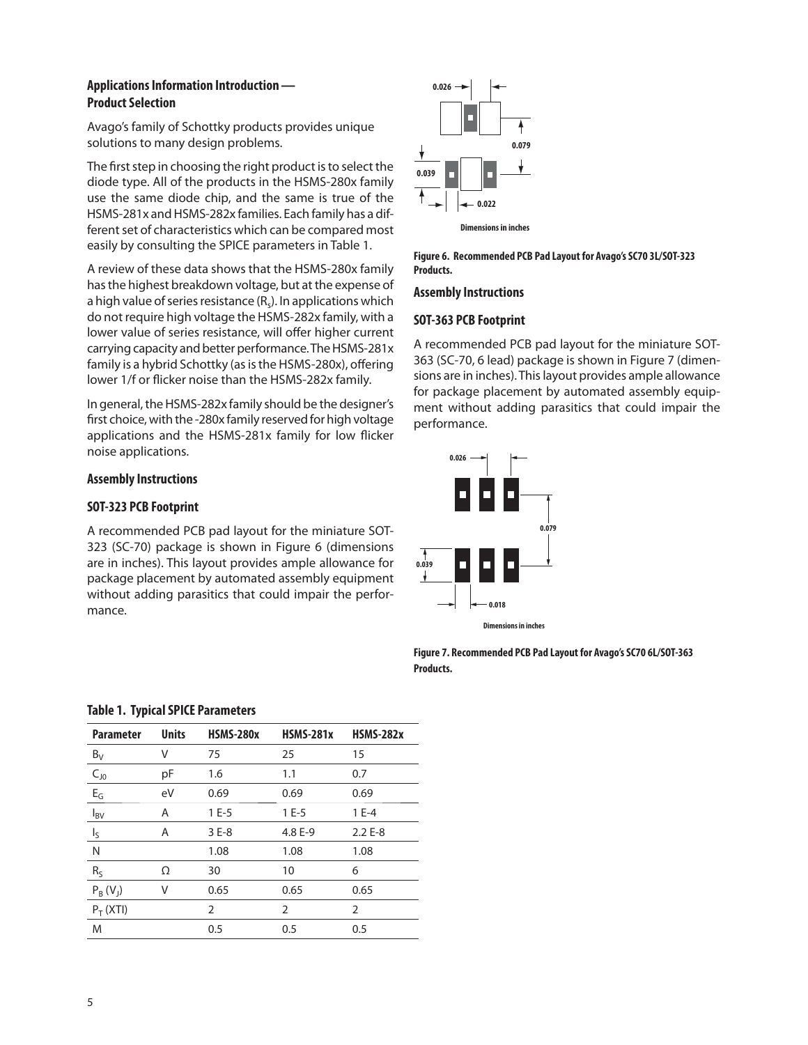## Applications Information Introduction — Product Selection

Avago's family of Schottky products provides unique solutions to many design problems.

The first step in choosing the right product is to select the diode type. All of the products in the HSMS-280x family use the same diode chip, and the same is true of the HSMS-281x and HSMS-282x families. Each family has a different set of characteristics which can be compared most easily by consulting the SPICE parameters in Table 1.

A review of these data shows that the HSMS-280x family has the highest breakdown voltage, but at the expense of a high value of series resistance ($R_s$). In applications which do not require high voltage the HSMS-282x family, with a lower value of series resistance, will offer higher current carrying capacity and better performance. The HSMS-281x family is a hybrid Schottky (as is the HSMS-280x), offering lower 1/f or flicker noise than the HSMS-282x family.

In general, the HSMS-282x family should be the designer's first choice, with the -280x family reserved for high voltage applications and the HSMS-281x family for low flicker noise applications.

### Assembly Instructions

### SOT-323 PCB Footprint

A recommended PCB pad layout for the miniature SOT-323 (SC-70) package is shown in Figure 6 (dimensions are in inches). This layout provides ample allowance for package placement by automated assembly equipment without adding parasitics that could impair the performance.

Dimensions in inches

**Figure 6. Recommended PCB Pad Layout for Avago's SC70 3L/SOT-323 Products.**

### Assembly Instructions

### SOT-363 PCB Footprint

A recommended PCB pad layout for the miniature SOT-363 (SC-70, 6 lead) package is shown in Figure 7 (dimensions are in inches). This layout provides ample allowance for package placement by automated assembly equipment without adding parasitics that could impair the performance.

Dimensions in inches

**Figure 7. Recommended PCB Pad Layout for Avago's SC70 6L/SOT-363 Products.**

**Table 1. Typical SPICE Parameters**

| Parameter | Units | HSMS-280x | HSMS-281x | HSMS-282x |
|---|---|---|---|---|
| $B_V$ | V | 75 | 25 | 15 |
| $C_{J0}$ | pF | 1.6 | 1.1 | 0.7 |
| $E_G$ | eV | 0.69 | 0.69 | 0.69 |
| $I_{BV}$ | A | 1 E-5 | 1 E-5 | 1 E-4 |
| $I_S$ | A | 3 E-8 | 4.8 E-9 | 2.2 E-8 |
| N | | 1.08 | 1.08 | 1.08 |
| $R_S$ | Ω | 30 | 10 | 6 |
| $P_B$ ($V_J$) | V | 0.65 | 0.65 | 0.65 |
| $P_T$ (XTI) | | 2 | 2 | 2 |
| M | | 0.5 | 0.5 | 0.5 |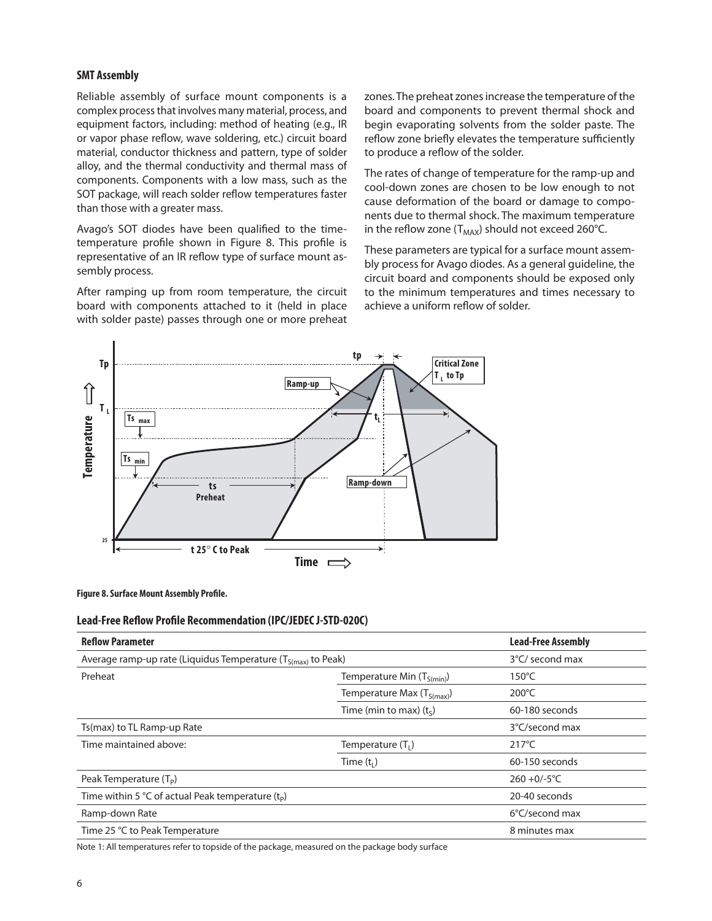### SMT Assembly

Reliable assembly of surface mount components is a complex process that involves many material, process, and equipment factors, including: method of heating (e.g., IR or vapor phase reflow, wave soldering, etc.) circuit board material, conductor thickness and pattern, type of solder alloy, and the thermal conductivity and thermal mass of components. Components with a low mass, such as the SOT package, will reach solder reflow temperatures faster than those with a greater mass.

Avago's SOT diodes have been qualified to the time-temperature profile shown in Figure 8. This profile is representative of an IR reflow type of surface mount assembly process.

After ramping up from room temperature, the circuit board with components attached to it (held in place with solder paste) passes through one or more preheat zones. The preheat zones increase the temperature of the board and components to prevent thermal shock and begin evaporating solvents from the solder paste. The reflow zone briefly elevates the temperature sufficiently to produce a reflow of the solder.

The rates of change of temperature for the ramp-up and cool-down zones are chosen to be low enough to not cause deformation of the board or damage to components due to thermal shock. The maximum temperature in the reflow zone ($T_{MAX}$) should not exceed 260°C.

These parameters are typical for a surface mount assembly process for Avago diodes. As a general guideline, the circuit board and components should be exposed only to the minimum temperatures and times necessary to achieve a uniform reflow of solder.

**Figure 8. Surface Mount Assembly Profile.**

### Lead-Free Reflow Profile Recommendation (IPC/JEDEC J-STD-020C)

| Reflow Parameter | | Lead-Free Assembly |
|---|---|---|
| Average ramp-up rate (Liquidus Temperature ($T_{S(max)}$ to Peak) | | 3°C/ second max |
| Preheat | Temperature Min ($T_{S(min)}$) | 150°C |
| | Temperature Max ($T_{S(max)}$) | 200°C |
| | Time (min to max) ($t_S$) | 60-180 seconds |
| Ts(max) to TL Ramp-up Rate | | 3°C/second max |
| Time maintained above: | Temperature ($T_L$) | 217°C |
| | Time ($t_L$) | 60-150 seconds |
| Peak Temperature ($T_P$) | | 260 +0/-5°C |
| Time within 5 °C of actual Peak temperature ($t_P$) | | 20-40 seconds |
| Ramp-down Rate | | 6°C/second max |
| Time 25 °C to Peak Temperature | | 8 minutes max |

Note 1: All temperatures refer to topside of the package, measured on the package body surface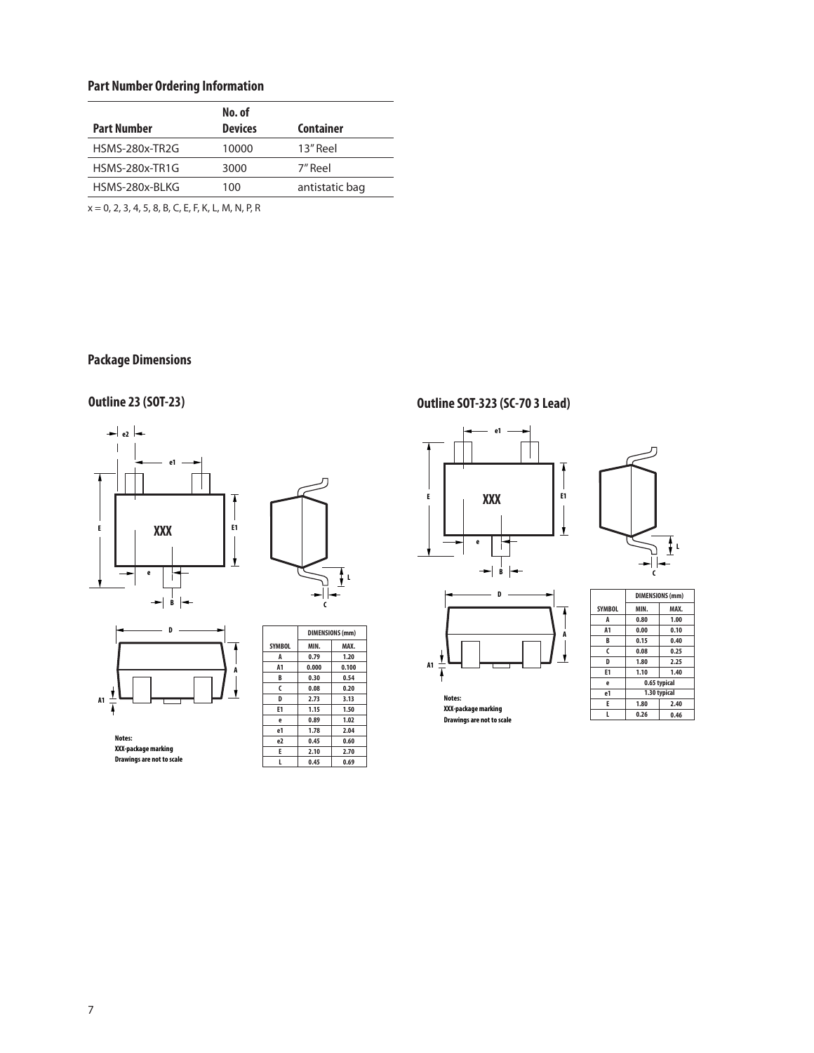## Part Number Ordering Information

| Part Number | No. of Devices | Container |
|---|---|---|
| HSMS-280x-TR2G | 10000 | 13" Reel |
| HSMS-280x-TR1G | 3000 | 7" Reel |
| HSMS-280x-BLKG | 100 | antistatic bag |

x = 0, 2, 3, 4, 5, 8, B, C, E, F, K, L, M, N, P, R

## Package Dimensions

### Outline 23 (SOT-23)

Notes:
XXX-package marking
Drawings are not to scale

| SYMBOL | DIMENSIONS (mm) MIN. | MAX. |
|---|---|---|
| A | 0.79 | 1.20 |
| A1 | 0.000 | 0.100 |
| B | 0.30 | 0.54 |
| C | 0.08 | 0.20 |
| D | 2.73 | 3.13 |
| E1 | 1.15 | 1.50 |
| e | 0.89 | 1.02 |
| e1 | 1.78 | 2.04 |
| e2 | 0.45 | 0.60 |
| E | 2.10 | 2.70 |
| L | 0.45 | 0.69 |

### Outline SOT-323 (SC-70 3 Lead)

Notes:
XXX-package marking
Drawings are not to scale

| SYMBOL | DIMENSIONS (mm) MIN. | MAX. |
|---|---|---|
| A | 0.80 | 1.00 |
| A1 | 0.00 | 0.10 |
| B | 0.15 | 0.40 |
| C | 0.08 | 0.25 |
| D | 1.80 | 2.25 |
| E1 | 1.10 | 1.40 |
| e | 0.65 typical | |
| e1 | 1.30 typical | |
| E | 1.80 | 2.40 |
| L | 0.26 | 0.46 |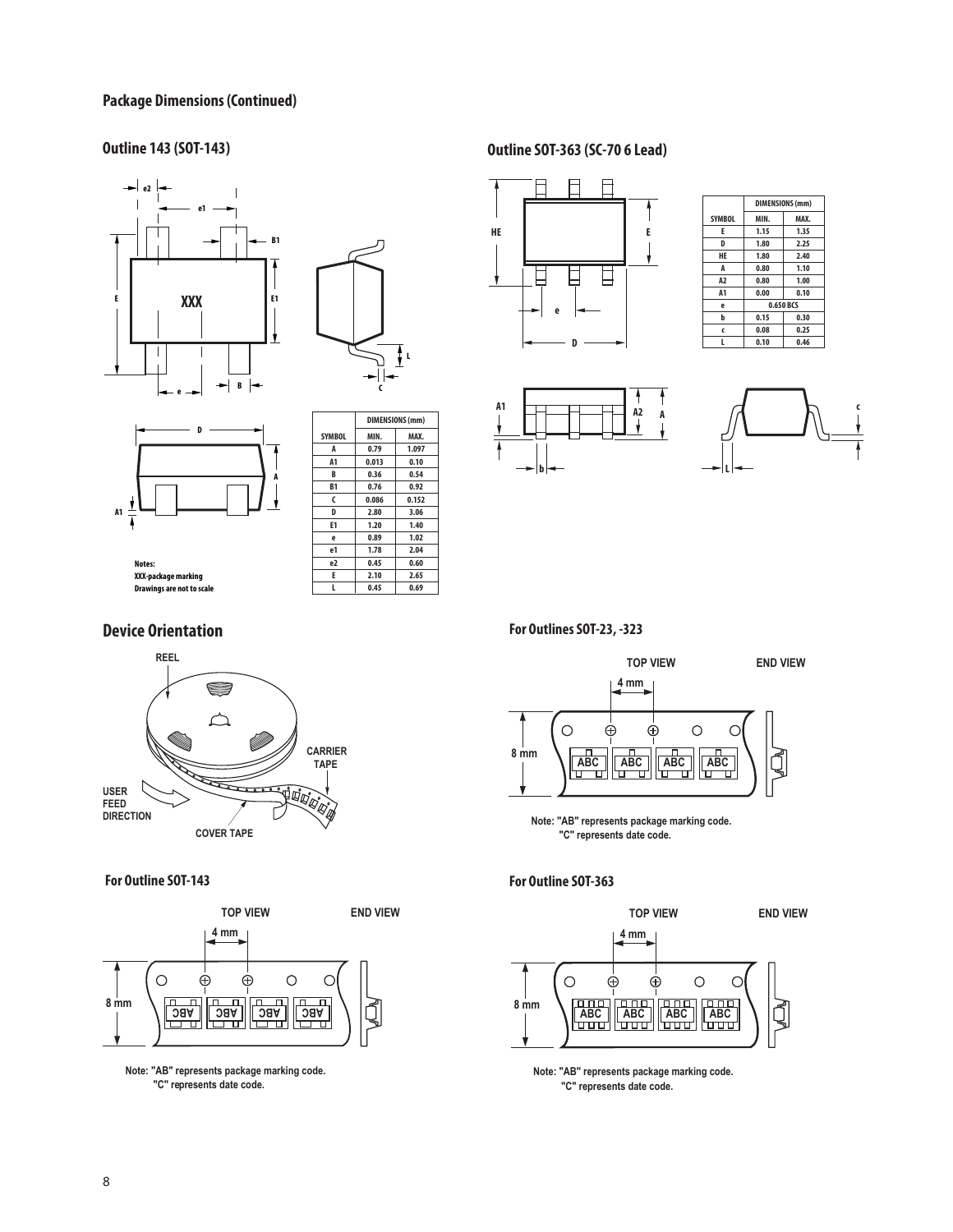## Package Dimensions (Continued)

### Outline 143 (SOT-143)

Notes:
XXX-package marking
Drawings are not to scale

| SYMBOL | DIMENSIONS (mm) | |
|---|---|---|
| | MIN. | MAX. |
| A | 0.79 | 1.097 |
| A1 | 0.013 | 0.10 |
| B | 0.36 | 0.54 |
| B1 | 0.76 | 0.92 |
| C | 0.086 | 0.152 |
| D | 2.80 | 3.06 |
| E1 | 1.20 | 1.40 |
| e | 0.89 | 1.02 |
| e1 | 1.78 | 2.04 |
| e2 | 0.45 | 0.60 |
| E | 2.10 | 2.65 |
| L | 0.45 | 0.69 |

### Outline SOT-363 (SC-70 6 Lead)

| SYMBOL | DIMENSIONS (mm) | |
|---|---|---|
| | MIN. | MAX. |
| E | 1.15 | 1.35 |
| D | 1.80 | 2.25 |
| HE | 1.80 | 2.40 |
| A | 0.80 | 1.10 |
| A2 | 0.80 | 1.00 |
| A1 | 0.00 | 0.10 |
| e | 0.650 BCS | |
| b | 0.15 | 0.30 |
| c | 0.08 | 0.25 |
| L | 0.10 | 0.46 |

## Device Orientation

### For Outlines SOT-23, -323

Note: "AB" represents package marking code.
"C" represents date code.

### For Outline SOT-143

Note: "AB" represents package marking code.
"C" represents date code.

### For Outline SOT-363

Note: "AB" represents package marking code.
"C" represents date code.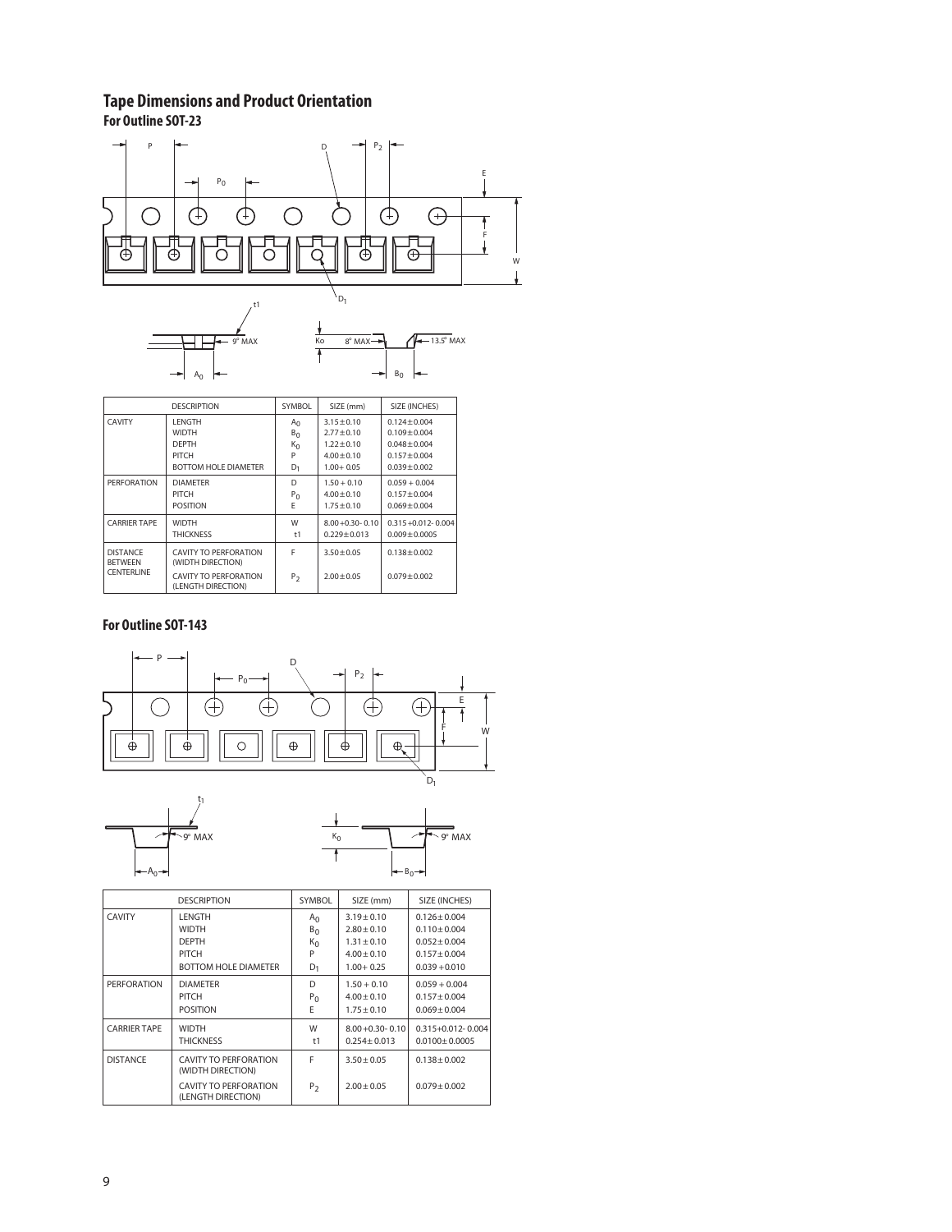## Tape Dimensions and Product Orientation

### For Outline SOT-23

| DESCRIPTION | | SYMBOL | SIZE (mm) | SIZE (INCHES) |
|---|---|---|---|---|
| CAVITY | LENGTH | $A_0$ | 3.15 ± 0.10 | 0.124 ± 0.004 |
| | WIDTH | $B_0$ | 2.77 ± 0.10 | 0.109 ± 0.004 |
| | DEPTH | $K_0$ | 1.22 ± 0.10 | 0.048 ± 0.004 |
| | PITCH | P | 4.00 ± 0.10 | 0.157 ± 0.004 |
| | BOTTOM HOLE DIAMETER | $D_1$ | 1.00 + 0.05 | 0.039 ± 0.002 |
| PERFORATION | DIAMETER | D | 1.50 + 0.10 | 0.059 + 0.004 |
| | PITCH | $P_0$ | 4.00 ± 0.10 | 0.157 ± 0.004 |
| | POSITION | E | 1.75 ± 0.10 | 0.069 ± 0.004 |
| CARRIER TAPE | WIDTH | W | 8.00 +0.30 - 0.10 | 0.315 +0.012 - 0.004 |
| | THICKNESS | t1 | 0.229 ± 0.013 | 0.009 ± 0.0005 |
| DISTANCE BETWEEN CENTERLINE | CAVITY TO PERFORATION (WIDTH DIRECTION) | F | 3.50 ± 0.05 | 0.138 ± 0.002 |
| | CAVITY TO PERFORATION (LENGTH DIRECTION) | $P_2$ | 2.00 ± 0.05 | 0.079 ± 0.002 |

### For Outline SOT-143

| DESCRIPTION | | SYMBOL | SIZE (mm) | SIZE (INCHES) |
|---|---|---|---|---|
| CAVITY | LENGTH | $A_0$ | 3.19 ± 0.10 | 0.126 ± 0.004 |
| | WIDTH | $B_0$ | 2.80 ± 0.10 | 0.110 ± 0.004 |
| | DEPTH | $K_0$ | 1.31 ± 0.10 | 0.052 ± 0.004 |
| | PITCH | P | 4.00 ± 0.10 | 0.157 ± 0.004 |
| | BOTTOM HOLE DIAMETER | $D_1$ | 1.00 + 0.25 | 0.039 + 0.010 |
| PERFORATION | DIAMETER | D | 1.50 + 0.10 | 0.059 + 0.004 |
| | PITCH | $P_0$ | 4.00 ± 0.10 | 0.157 ± 0.004 |
| | POSITION | E | 1.75 ± 0.10 | 0.069 ± 0.004 |
| CARRIER TAPE | WIDTH | W | 8.00 +0.30 - 0.10 | 0.315 +0.012 - 0.004 |
| | THICKNESS | t1 | 0.254 ± 0.013 | 0.0100 ± 0.0005 |
| DISTANCE | CAVITY TO PERFORATION (WIDTH DIRECTION) | F | 3.50 ± 0.05 | 0.138 ± 0.002 |
| | CAVITY TO PERFORATION (LENGTH DIRECTION) | $P_2$ | 2.00 ± 0.05 | 0.079 ± 0.002 |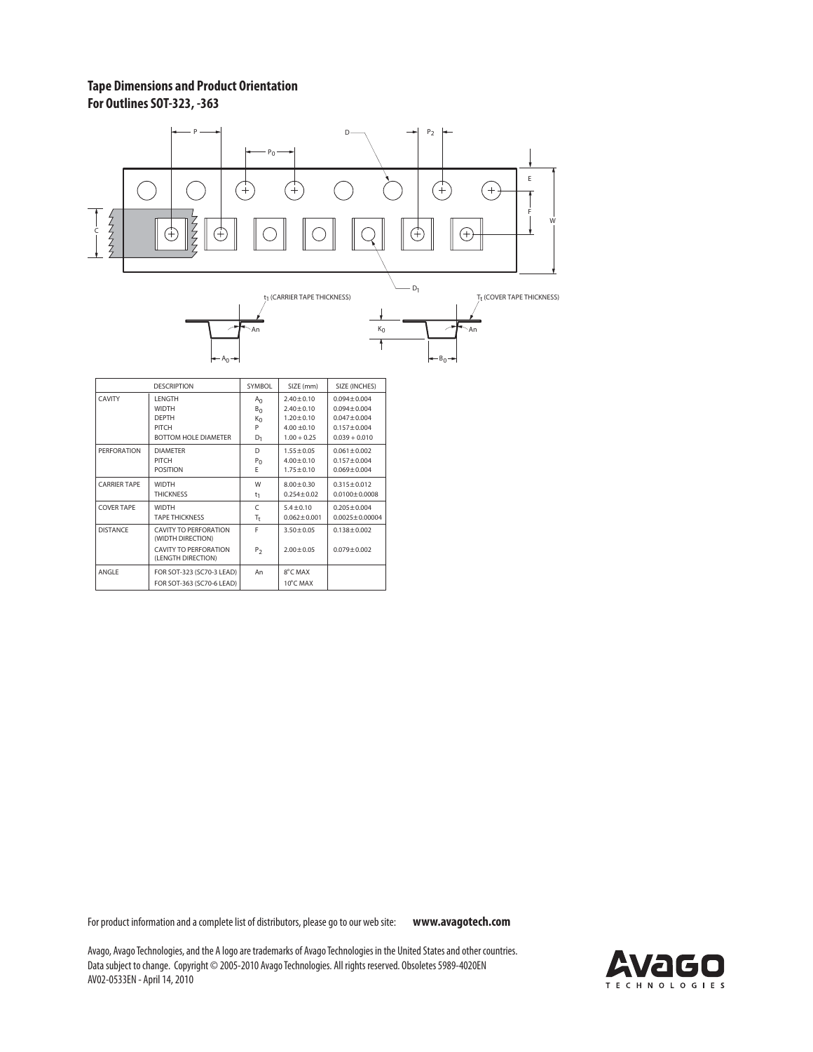## Tape Dimensions and Product Orientation For Outlines SOT-323, -363

P
$P_0$
D
$P_2$
E
F
W
C
$D_1$
$t_1$ (CARRIER TAPE THICKNESS)
$T_t$ (COVER TAPE THICKNESS)
An
$K_0$
An
$A_0$
$B_0$

| DESCRIPTION | | SYMBOL | SIZE (mm) | SIZE (INCHES) |
|---|---|---|---|---|
| CAVITY | LENGTH | $A_0$ | 2.40 ± 0.10 | 0.094 ± 0.004 |
| | WIDTH | $B_0$ | 2.40 ± 0.10 | 0.094 ± 0.004 |
| | DEPTH | $K_0$ | 1.20 ± 0.10 | 0.047 ± 0.004 |
| | PITCH | P | 4.00 ± 0.10 | 0.157 ± 0.004 |
| | BOTTOM HOLE DIAMETER | $D_1$ | 1.00 + 0.25 | 0.039 + 0.010 |
| PERFORATION | DIAMETER | D | 1.55 ± 0.05 | 0.061 ± 0.002 |
| | PITCH | $P_0$ | 4.00 ± 0.10 | 0.157 ± 0.004 |
| | POSITION | E | 1.75 ± 0.10 | 0.069 ± 0.004 |
| CARRIER TAPE | WIDTH | W | 8.00 ± 0.30 | 0.315 ± 0.012 |
| | THICKNESS | $t_1$ | 0.254 ± 0.02 | 0.0100 ± 0.0008 |
| COVER TAPE | WIDTH | C | 5.4 ± 0.10 | 0.205 ± 0.004 |
| | TAPE THICKNESS | $T_t$ | 0.062 ± 0.001 | 0.0025 ± 0.00004 |
| DISTANCE | CAVITY TO PERFORATION (WIDTH DIRECTION) | F | 3.50 ± 0.05 | 0.138 ± 0.002 |
| | CAVITY TO PERFORATION (LENGTH DIRECTION) | $P_2$ | 2.00 ± 0.05 | 0.079 ± 0.002 |
| ANGLE | FOR SOT-323 (SC70-3 LEAD) | An | 8°C MAX | |
| | FOR SOT-363 (SC70-6 LEAD) | | 10°C MAX | |

For product information and a complete list of distributors, please go to our web site: **www.avagotech.com**

Avago, Avago Technologies, and the A logo are trademarks of Avago Technologies in the United States and other countries.
Data subject to change. Copyright © 2005-2010 Avago Technologies. All rights reserved. Obsoletes 5989-4020EN
AV02-0533EN - April 14, 2010